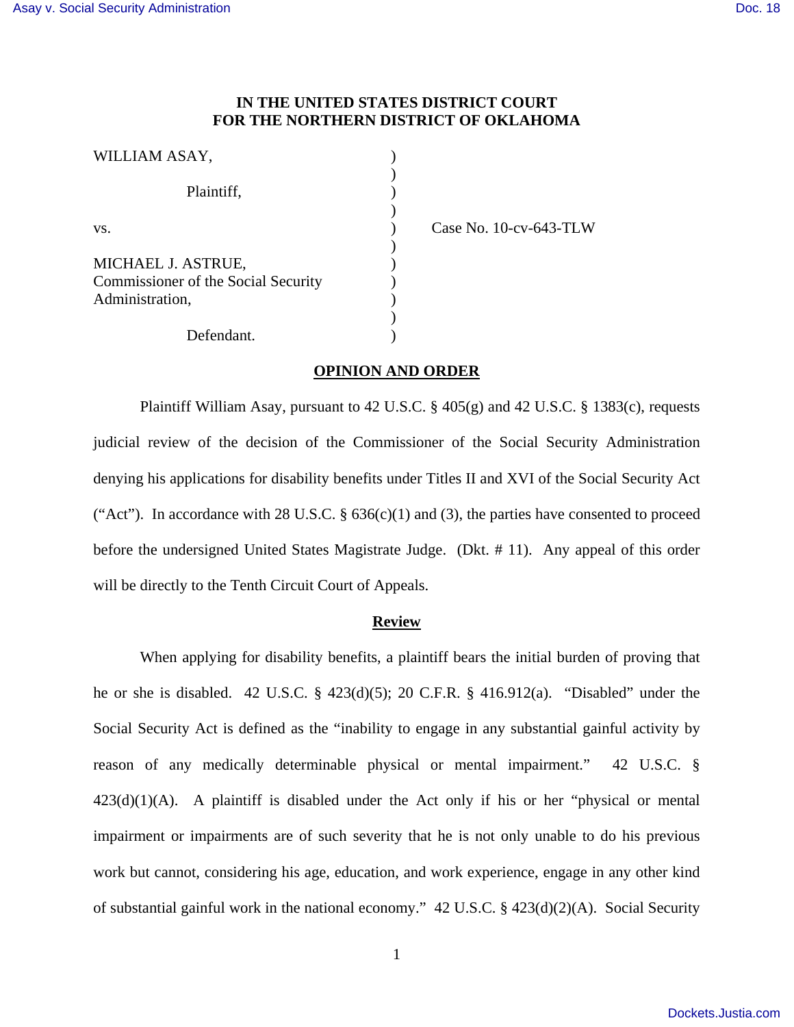**IN THE UNITED STATES DISTRICT COURT**
**FOR THE NORTHERN DISTRICT OF OKLAHOMA**

WILLIAM ASAY,

Plaintiff,

vs.

MICHAEL J. ASTRUE, Commissioner of the Social Security Administration,

Defendant.

Case No. 10-cv-643-TLW

## OPINION AND ORDER

Plaintiff William Asay, pursuant to 42 U.S.C. § 405(g) and 42 U.S.C. § 1383(c), requests judicial review of the decision of the Commissioner of the Social Security Administration denying his applications for disability benefits under Titles II and XVI of the Social Security Act ("Act"). In accordance with 28 U.S.C. § 636(c)(1) and (3), the parties have consented to proceed before the undersigned United States Magistrate Judge. (Dkt. # 11). Any appeal of this order will be directly to the Tenth Circuit Court of Appeals.

## Review

When applying for disability benefits, a plaintiff bears the initial burden of proving that he or she is disabled. 42 U.S.C. § 423(d)(5); 20 C.F.R. § 416.912(a). "Disabled" under the Social Security Act is defined as the "inability to engage in any substantial gainful activity by reason of any medically determinable physical or mental impairment." 42 U.S.C. § 423(d)(1)(A). A plaintiff is disabled under the Act only if his or her "physical or mental impairment or impairments are of such severity that he is not only unable to do his previous work but cannot, considering his age, education, and work experience, engage in any other kind of substantial gainful work in the national economy." 42 U.S.C. § 423(d)(2)(A). Social Security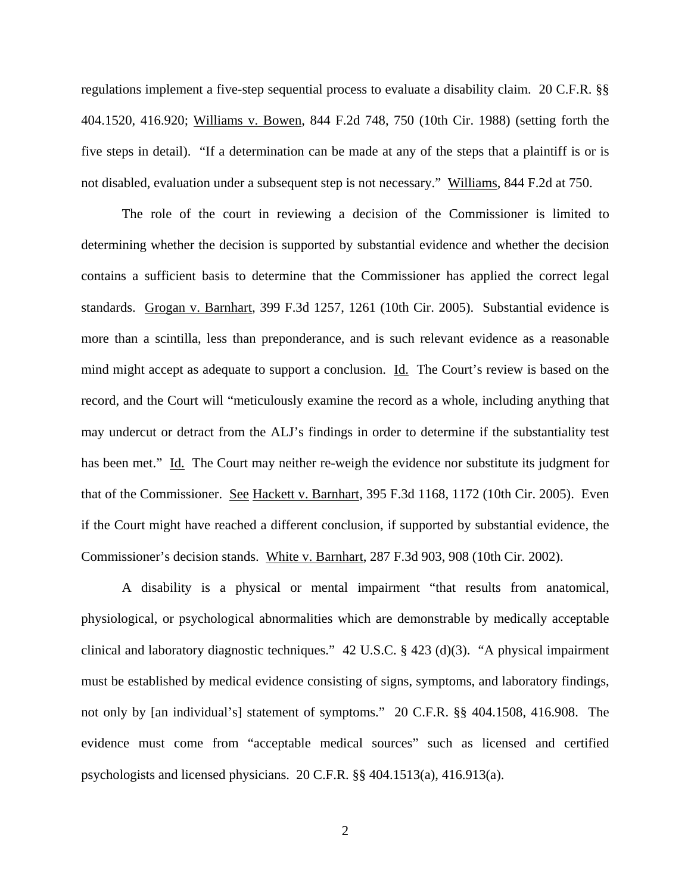regulations implement a five-step sequential process to evaluate a disability claim. 20 C.F.R. §§ 404.1520, 416.920; Williams v. Bowen, 844 F.2d 748, 750 (10th Cir. 1988) (setting forth the five steps in detail). "If a determination can be made at any of the steps that a plaintiff is or is not disabled, evaluation under a subsequent step is not necessary." Williams, 844 F.2d at 750.

The role of the court in reviewing a decision of the Commissioner is limited to determining whether the decision is supported by substantial evidence and whether the decision contains a sufficient basis to determine that the Commissioner has applied the correct legal standards. Grogan v. Barnhart, 399 F.3d 1257, 1261 (10th Cir. 2005). Substantial evidence is more than a scintilla, less than preponderance, and is such relevant evidence as a reasonable mind might accept as adequate to support a conclusion. Id. The Court's review is based on the record, and the Court will "meticulously examine the record as a whole, including anything that may undercut or detract from the ALJ's findings in order to determine if the substantiality test has been met." Id. The Court may neither re-weigh the evidence nor substitute its judgment for that of the Commissioner. See Hackett v. Barnhart, 395 F.3d 1168, 1172 (10th Cir. 2005). Even if the Court might have reached a different conclusion, if supported by substantial evidence, the Commissioner's decision stands. White v. Barnhart, 287 F.3d 903, 908 (10th Cir. 2002).

A disability is a physical or mental impairment "that results from anatomical, physiological, or psychological abnormalities which are demonstrable by medically acceptable clinical and laboratory diagnostic techniques." 42 U.S.C. § 423 (d)(3). "A physical impairment must be established by medical evidence consisting of signs, symptoms, and laboratory findings, not only by [an individual's] statement of symptoms." 20 C.F.R. §§ 404.1508, 416.908. The evidence must come from "acceptable medical sources" such as licensed and certified psychologists and licensed physicians. 20 C.F.R. §§ 404.1513(a), 416.913(a).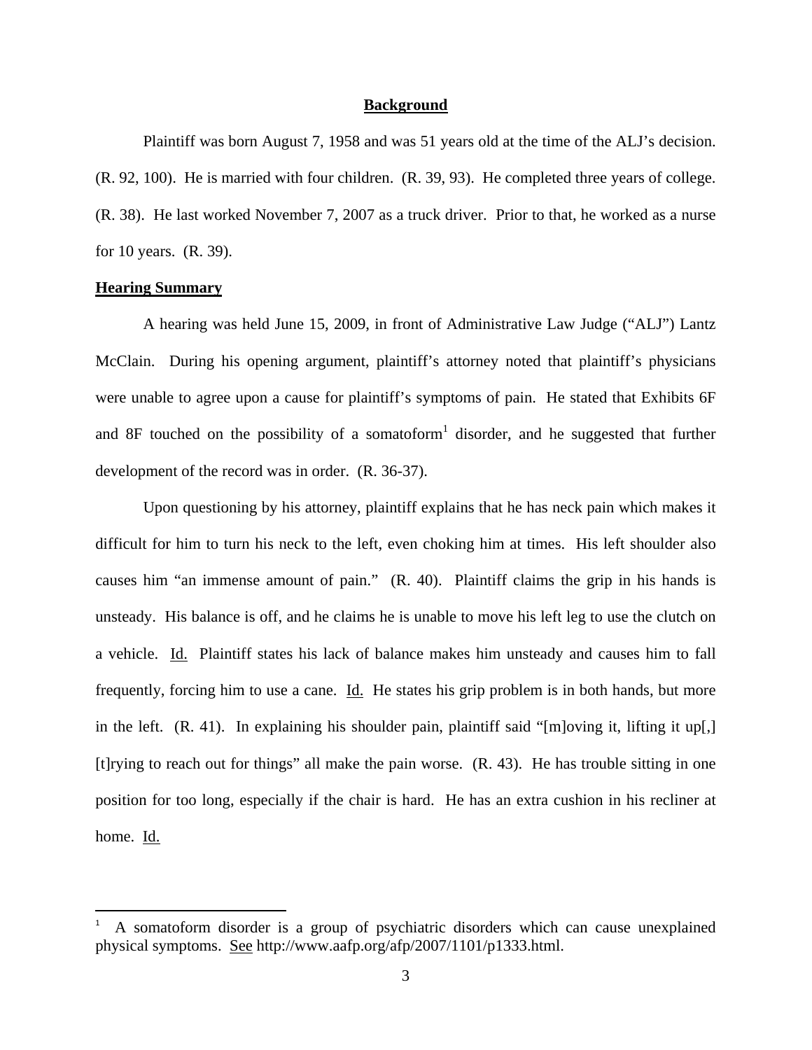## **Background**

Plaintiff was born August 7, 1958 and was 51 years old at the time of the ALJ's decision. (R. 92, 100). He is married with four children. (R. 39, 93). He completed three years of college. (R. 38). He last worked November 7, 2007 as a truck driver. Prior to that, he worked as a nurse for 10 years. (R. 39).

## **Hearing Summary**

A hearing was held June 15, 2009, in front of Administrative Law Judge ("ALJ") Lantz McClain. During his opening argument, plaintiff's attorney noted that plaintiff's physicians were unable to agree upon a cause for plaintiff's symptoms of pain. He stated that Exhibits 6F and 8F touched on the possibility of a somatoform[1] disorder, and he suggested that further development of the record was in order. (R. 36-37).

Upon questioning by his attorney, plaintiff explains that he has neck pain which makes it difficult for him to turn his neck to the left, even choking him at times. His left shoulder also causes him "an immense amount of pain." (R. 40). Plaintiff claims the grip in his hands is unsteady. His balance is off, and he claims he is unable to move his left leg to use the clutch on a vehicle. Id. Plaintiff states his lack of balance makes him unsteady and causes him to fall frequently, forcing him to use a cane. Id. He states his grip problem is in both hands, but more in the left. (R. 41). In explaining his shoulder pain, plaintiff said "[m]oving it, lifting it up[,] [t]rying to reach out for things" all make the pain worse. (R. 43). He has trouble sitting in one position for too long, especially if the chair is hard. He has an extra cushion in his recliner at home. Id.

---

[1] A somatoform disorder is a group of psychiatric disorders which can cause unexplained physical symptoms. See http://www.aafp.org/afp/2007/1101/p1333.html.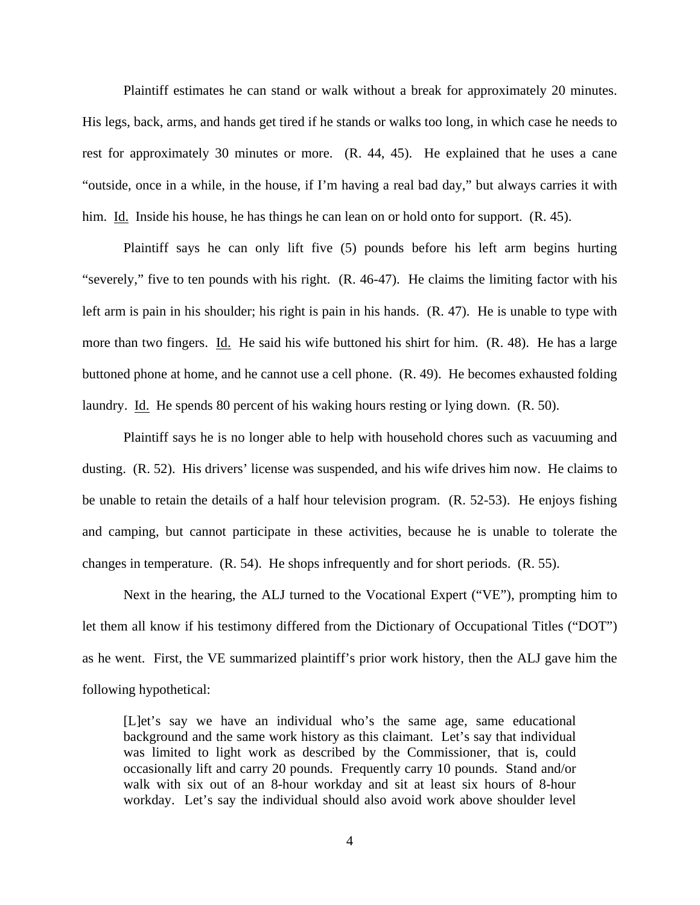Plaintiff estimates he can stand or walk without a break for approximately 20 minutes. His legs, back, arms, and hands get tired if he stands or walks too long, in which case he needs to rest for approximately 30 minutes or more. (R. 44, 45). He explained that he uses a cane "outside, once in a while, in the house, if I'm having a real bad day," but always carries it with him. Id. Inside his house, he has things he can lean on or hold onto for support. (R. 45).

Plaintiff says he can only lift five (5) pounds before his left arm begins hurting "severely," five to ten pounds with his right. (R. 46-47). He claims the limiting factor with his left arm is pain in his shoulder; his right is pain in his hands. (R. 47). He is unable to type with more than two fingers. Id. He said his wife buttoned his shirt for him. (R. 48). He has a large buttoned phone at home, and he cannot use a cell phone. (R. 49). He becomes exhausted folding laundry. Id. He spends 80 percent of his waking hours resting or lying down. (R. 50).

Plaintiff says he is no longer able to help with household chores such as vacuuming and dusting. (R. 52). His drivers' license was suspended, and his wife drives him now. He claims to be unable to retain the details of a half hour television program. (R. 52-53). He enjoys fishing and camping, but cannot participate in these activities, because he is unable to tolerate the changes in temperature. (R. 54). He shops infrequently and for short periods. (R. 55).

Next in the hearing, the ALJ turned to the Vocational Expert ("VE"), prompting him to let them all know if his testimony differed from the Dictionary of Occupational Titles ("DOT") as he went. First, the VE summarized plaintiff's prior work history, then the ALJ gave him the following hypothetical:

> [L]et's say we have an individual who's the same age, same educational background and the same work history as this claimant. Let's say that individual was limited to light work as described by the Commissioner, that is, could occasionally lift and carry 20 pounds. Frequently carry 10 pounds. Stand and/or walk with six out of an 8-hour workday and sit at least six hours of 8-hour workday. Let's say the individual should also avoid work above shoulder level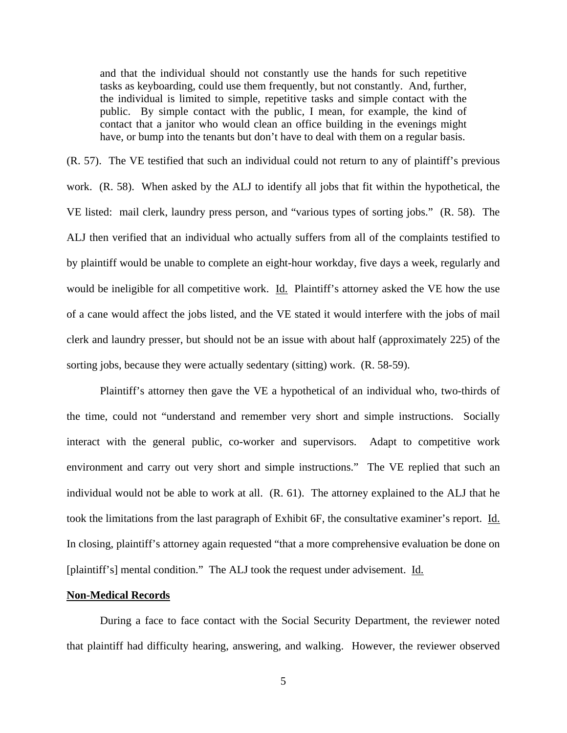> and that the individual should not constantly use the hands for such repetitive tasks as keyboarding, could use them frequently, but not constantly. And, further, the individual is limited to simple, repetitive tasks and simple contact with the public. By simple contact with the public, I mean, for example, the kind of contact that a janitor who would clean an office building in the evenings might have, or bump into the tenants but don't have to deal with them on a regular basis.

(R. 57). The VE testified that such an individual could not return to any of plaintiff's previous work. (R. 58). When asked by the ALJ to identify all jobs that fit within the hypothetical, the VE listed: mail clerk, laundry press person, and "various types of sorting jobs." (R. 58). The ALJ then verified that an individual who actually suffers from all of the complaints testified to by plaintiff would be unable to complete an eight-hour workday, five days a week, regularly and would be ineligible for all competitive work. Id. Plaintiff's attorney asked the VE how the use of a cane would affect the jobs listed, and the VE stated it would interfere with the jobs of mail clerk and laundry presser, but should not be an issue with about half (approximately 225) of the sorting jobs, because they were actually sedentary (sitting) work. (R. 58-59).

Plaintiff's attorney then gave the VE a hypothetical of an individual who, two-thirds of the time, could not "understand and remember very short and simple instructions. Socially interact with the general public, co-worker and supervisors. Adapt to competitive work environment and carry out very short and simple instructions." The VE replied that such an individual would not be able to work at all. (R. 61). The attorney explained to the ALJ that he took the limitations from the last paragraph of Exhibit 6F, the consultative examiner's report. Id. In closing, plaintiff's attorney again requested "that a more comprehensive evaluation be done on [plaintiff's] mental condition." The ALJ took the request under advisement. Id.

**Non-Medical Records**

During a face to face contact with the Social Security Department, the reviewer noted that plaintiff had difficulty hearing, answering, and walking. However, the reviewer observed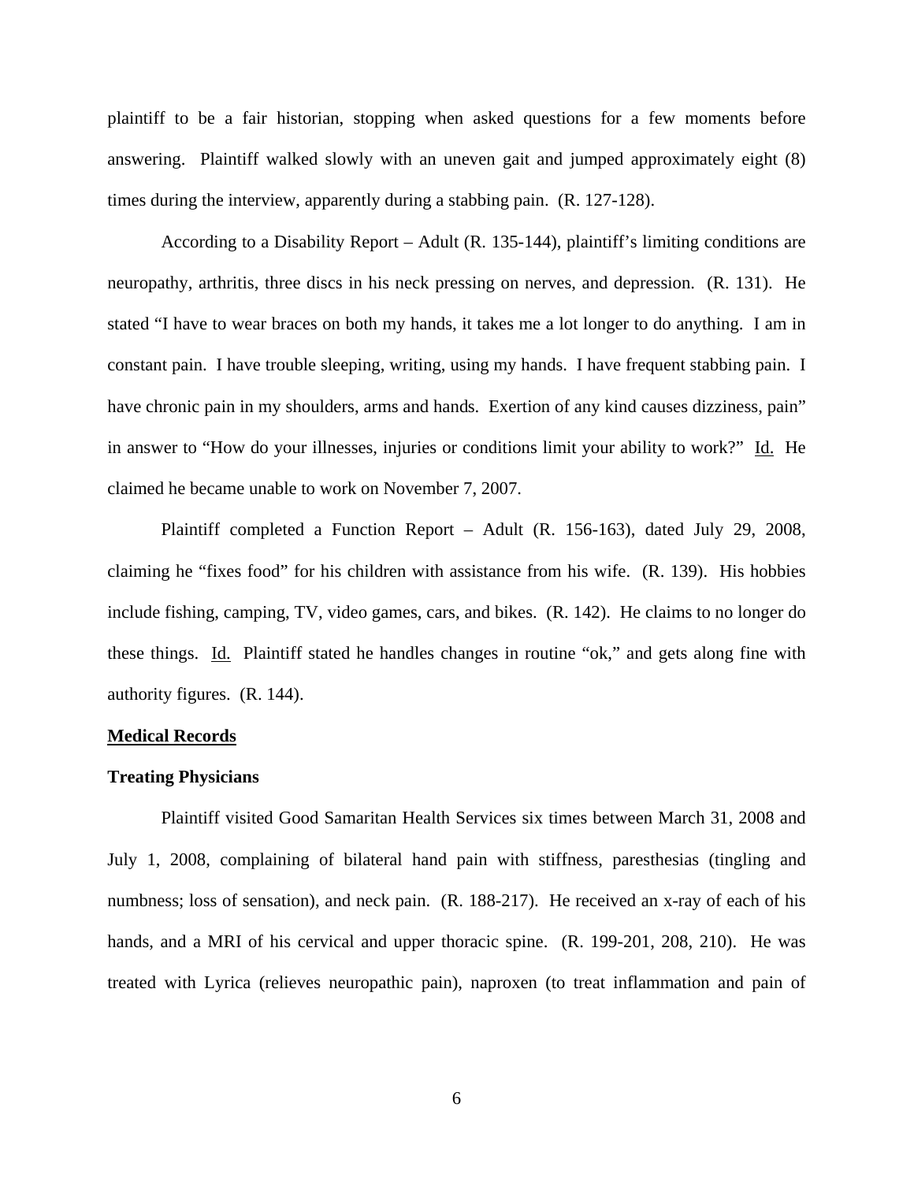plaintiff to be a fair historian, stopping when asked questions for a few moments before answering. Plaintiff walked slowly with an uneven gait and jumped approximately eight (8) times during the interview, apparently during a stabbing pain. (R. 127-128).

According to a Disability Report – Adult (R. 135-144), plaintiff's limiting conditions are neuropathy, arthritis, three discs in his neck pressing on nerves, and depression. (R. 131). He stated "I have to wear braces on both my hands, it takes me a lot longer to do anything. I am in constant pain. I have trouble sleeping, writing, using my hands. I have frequent stabbing pain. I have chronic pain in my shoulders, arms and hands. Exertion of any kind causes dizziness, pain" in answer to "How do your illnesses, injuries or conditions limit your ability to work?" Id. He claimed he became unable to work on November 7, 2007.

Plaintiff completed a Function Report – Adult (R. 156-163), dated July 29, 2008, claiming he "fixes food" for his children with assistance from his wife. (R. 139). His hobbies include fishing, camping, TV, video games, cars, and bikes. (R. 142). He claims to no longer do these things. Id. Plaintiff stated he handles changes in routine "ok," and gets along fine with authority figures. (R. 144).

**Medical Records**

**Treating Physicians**

Plaintiff visited Good Samaritan Health Services six times between March 31, 2008 and July 1, 2008, complaining of bilateral hand pain with stiffness, paresthesias (tingling and numbness; loss of sensation), and neck pain. (R. 188-217). He received an x-ray of each of his hands, and a MRI of his cervical and upper thoracic spine. (R. 199-201, 208, 210). He was treated with Lyrica (relieves neuropathic pain), naproxen (to treat inflammation and pain of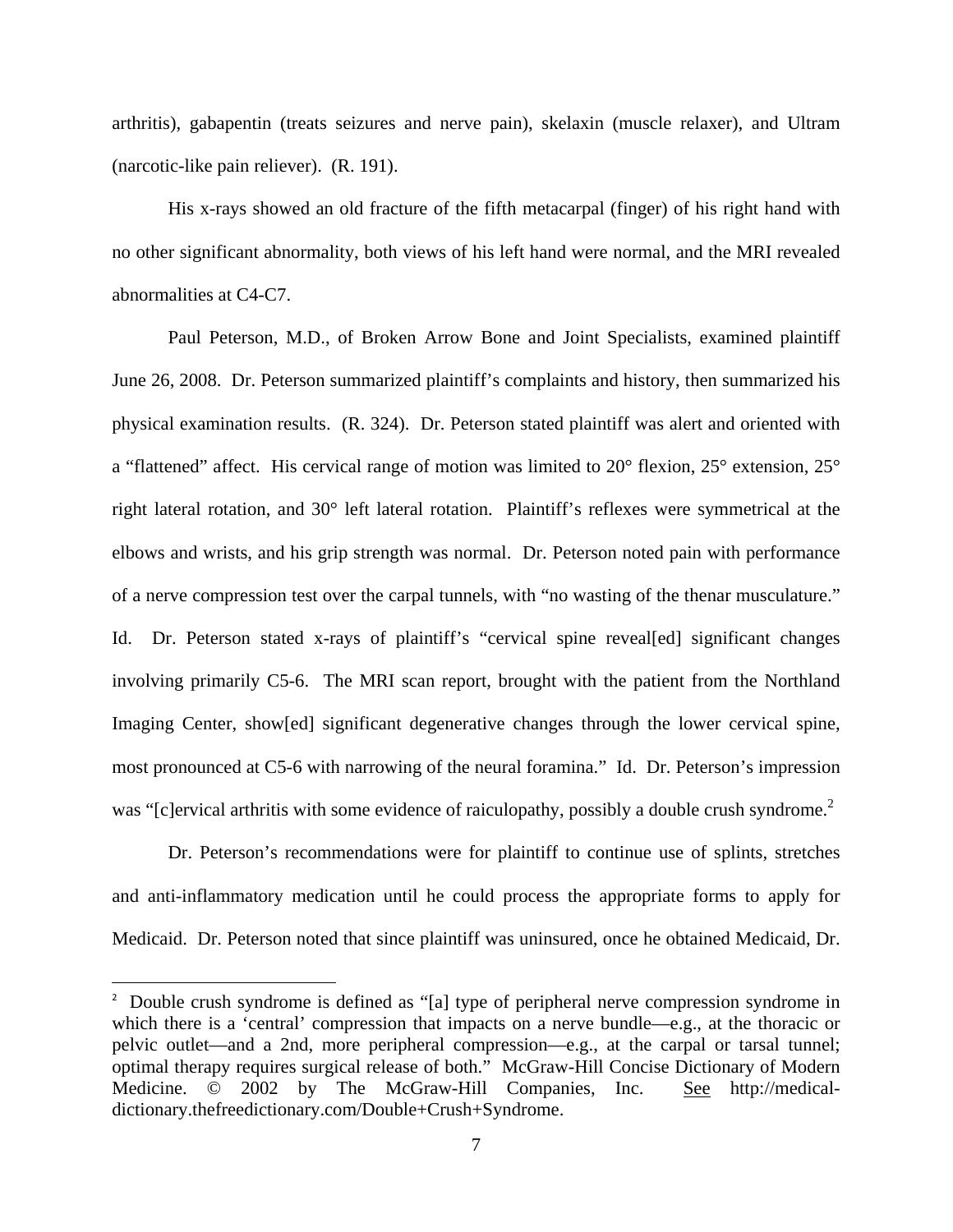arthritis), gabapentin (treats seizures and nerve pain), skelaxin (muscle relaxer), and Ultram (narcotic-like pain reliever). (R. 191).

His x-rays showed an old fracture of the fifth metacarpal (finger) of his right hand with no other significant abnormality, both views of his left hand were normal, and the MRI revealed abnormalities at C4-C7.

Paul Peterson, M.D., of Broken Arrow Bone and Joint Specialists, examined plaintiff June 26, 2008. Dr. Peterson summarized plaintiff's complaints and history, then summarized his physical examination results. (R. 324). Dr. Peterson stated plaintiff was alert and oriented with a "flattened" affect. His cervical range of motion was limited to 20° flexion, 25° extension, 25° right lateral rotation, and 30° left lateral rotation. Plaintiff's reflexes were symmetrical at the elbows and wrists, and his grip strength was normal. Dr. Peterson noted pain with performance of a nerve compression test over the carpal tunnels, with "no wasting of the thenar musculature." Id. Dr. Peterson stated x-rays of plaintiff's "cervical spine reveal[ed] significant changes involving primarily C5-6. The MRI scan report, brought with the patient from the Northland Imaging Center, show[ed] significant degenerative changes through the lower cervical spine, most pronounced at C5-6 with narrowing of the neural foramina." Id. Dr. Peterson's impression was "[c]ervical arthritis with some evidence of raiculopathy, possibly a double crush syndrome.[2]

Dr. Peterson's recommendations were for plaintiff to continue use of splints, stretches and anti-inflammatory medication until he could process the appropriate forms to apply for Medicaid. Dr. Peterson noted that since plaintiff was uninsured, once he obtained Medicaid, Dr.

---

[2] Double crush syndrome is defined as "[a] type of peripheral nerve compression syndrome in which there is a 'central' compression that impacts on a nerve bundle—e.g., at the thoracic or pelvic outlet—and a 2nd, more peripheral compression—e.g., at the carpal or tarsal tunnel; optimal therapy requires surgical release of both." McGraw-Hill Concise Dictionary of Modern Medicine. © 2002 by The McGraw-Hill Companies, Inc. See http://medical-dictionary.thefreedictionary.com/Double+Crush+Syndrome.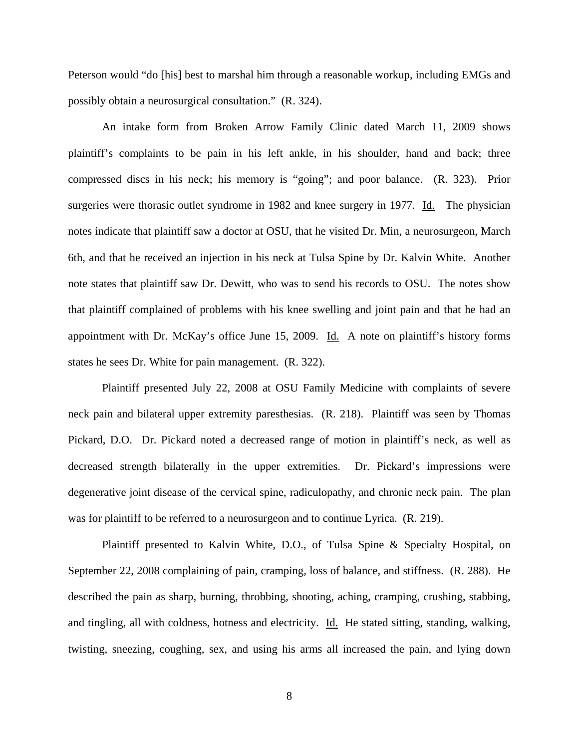Peterson would "do [his] best to marshal him through a reasonable workup, including EMGs and possibly obtain a neurosurgical consultation." (R. 324).

An intake form from Broken Arrow Family Clinic dated March 11, 2009 shows plaintiff's complaints to be pain in his left ankle, in his shoulder, hand and back; three compressed discs in his neck; his memory is "going"; and poor balance. (R. 323). Prior surgeries were thorasic outlet syndrome in 1982 and knee surgery in 1977. Id. The physician notes indicate that plaintiff saw a doctor at OSU, that he visited Dr. Min, a neurosurgeon, March 6th, and that he received an injection in his neck at Tulsa Spine by Dr. Kalvin White. Another note states that plaintiff saw Dr. Dewitt, who was to send his records to OSU. The notes show that plaintiff complained of problems with his knee swelling and joint pain and that he had an appointment with Dr. McKay's office June 15, 2009. Id. A note on plaintiff's history forms states he sees Dr. White for pain management. (R. 322).

Plaintiff presented July 22, 2008 at OSU Family Medicine with complaints of severe neck pain and bilateral upper extremity paresthesias. (R. 218). Plaintiff was seen by Thomas Pickard, D.O. Dr. Pickard noted a decreased range of motion in plaintiff's neck, as well as decreased strength bilaterally in the upper extremities. Dr. Pickard's impressions were degenerative joint disease of the cervical spine, radiculopathy, and chronic neck pain. The plan was for plaintiff to be referred to a neurosurgeon and to continue Lyrica. (R. 219).

Plaintiff presented to Kalvin White, D.O., of Tulsa Spine & Specialty Hospital, on September 22, 2008 complaining of pain, cramping, loss of balance, and stiffness. (R. 288). He described the pain as sharp, burning, throbbing, shooting, aching, cramping, crushing, stabbing, and tingling, all with coldness, hotness and electricity. Id. He stated sitting, standing, walking, twisting, sneezing, coughing, sex, and using his arms all increased the pain, and lying down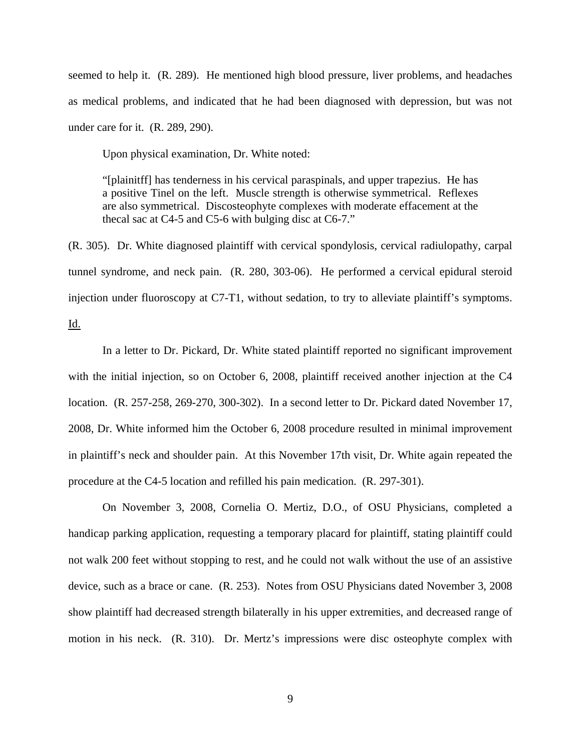seemed to help it. (R. 289). He mentioned high blood pressure, liver problems, and headaches as medical problems, and indicated that he had been diagnosed with depression, but was not under care for it. (R. 289, 290).

Upon physical examination, Dr. White noted:

> "[plainitff] has tenderness in his cervical paraspinals, and upper trapezius. He has a positive Tinel on the left. Muscle strength is otherwise symmetrical. Reflexes are also symmetrical. Discosteophyte complexes with moderate effacement at the thecal sac at C4-5 and C5-6 with bulging disc at C6-7."

(R. 305). Dr. White diagnosed plaintiff with cervical spondylosis, cervical radiulopathy, carpal tunnel syndrome, and neck pain. (R. 280, 303-06). He performed a cervical epidural steroid injection under fluoroscopy at C7-T1, without sedation, to try to alleviate plaintiff's symptoms. Id.

In a letter to Dr. Pickard, Dr. White stated plaintiff reported no significant improvement with the initial injection, so on October 6, 2008, plaintiff received another injection at the C4 location. (R. 257-258, 269-270, 300-302). In a second letter to Dr. Pickard dated November 17, 2008, Dr. White informed him the October 6, 2008 procedure resulted in minimal improvement in plaintiff's neck and shoulder pain. At this November 17th visit, Dr. White again repeated the procedure at the C4-5 location and refilled his pain medication. (R. 297-301).

On November 3, 2008, Cornelia O. Mertiz, D.O., of OSU Physicians, completed a handicap parking application, requesting a temporary placard for plaintiff, stating plaintiff could not walk 200 feet without stopping to rest, and he could not walk without the use of an assistive device, such as a brace or cane. (R. 253). Notes from OSU Physicians dated November 3, 2008 show plaintiff had decreased strength bilaterally in his upper extremities, and decreased range of motion in his neck. (R. 310). Dr. Mertz's impressions were disc osteophyte complex with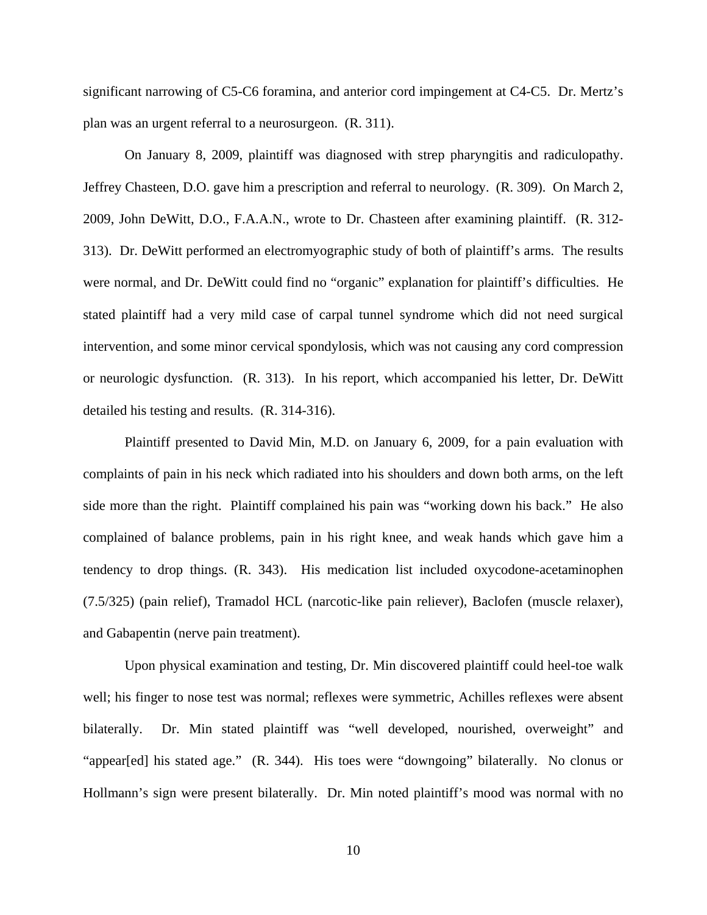significant narrowing of C5-C6 foramina, and anterior cord impingement at C4-C5. Dr. Mertz's plan was an urgent referral to a neurosurgeon. (R. 311).

On January 8, 2009, plaintiff was diagnosed with strep pharyngitis and radiculopathy. Jeffrey Chasteen, D.O. gave him a prescription and referral to neurology. (R. 309). On March 2, 2009, John DeWitt, D.O., F.A.A.N., wrote to Dr. Chasteen after examining plaintiff. (R. 312-313). Dr. DeWitt performed an electromyographic study of both of plaintiff's arms. The results were normal, and Dr. DeWitt could find no "organic" explanation for plaintiff's difficulties. He stated plaintiff had a very mild case of carpal tunnel syndrome which did not need surgical intervention, and some minor cervical spondylosis, which was not causing any cord compression or neurologic dysfunction. (R. 313). In his report, which accompanied his letter, Dr. DeWitt detailed his testing and results. (R. 314-316).

Plaintiff presented to David Min, M.D. on January 6, 2009, for a pain evaluation with complaints of pain in his neck which radiated into his shoulders and down both arms, on the left side more than the right. Plaintiff complained his pain was "working down his back." He also complained of balance problems, pain in his right knee, and weak hands which gave him a tendency to drop things. (R. 343). His medication list included oxycodone-acetaminophen (7.5/325) (pain relief), Tramadol HCL (narcotic-like pain reliever), Baclofen (muscle relaxer), and Gabapentin (nerve pain treatment).

Upon physical examination and testing, Dr. Min discovered plaintiff could heel-toe walk well; his finger to nose test was normal; reflexes were symmetric, Achilles reflexes were absent bilaterally. Dr. Min stated plaintiff was "well developed, nourished, overweight" and "appear[ed] his stated age." (R. 344). His toes were "downgoing" bilaterally. No clonus or Hollmann's sign were present bilaterally. Dr. Min noted plaintiff's mood was normal with no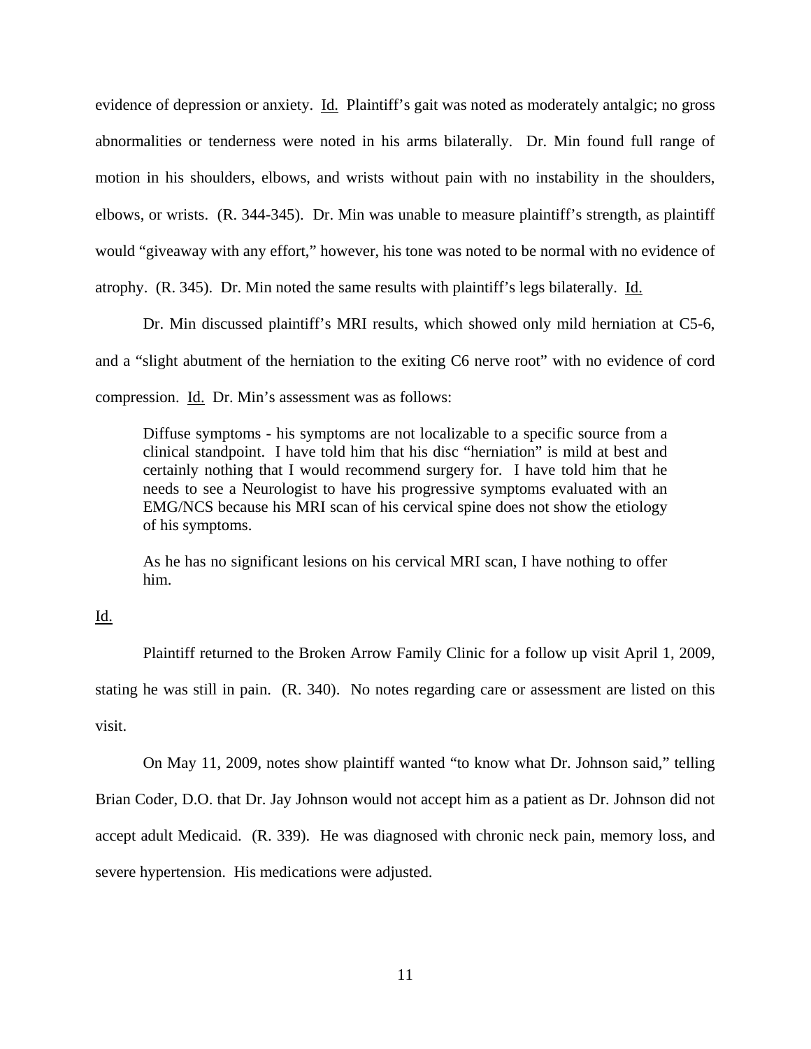evidence of depression or anxiety. Id. Plaintiff's gait was noted as moderately antalgic; no gross abnormalities or tenderness were noted in his arms bilaterally. Dr. Min found full range of motion in his shoulders, elbows, and wrists without pain with no instability in the shoulders, elbows, or wrists. (R. 344-345). Dr. Min was unable to measure plaintiff's strength, as plaintiff would "giveaway with any effort," however, his tone was noted to be normal with no evidence of atrophy. (R. 345). Dr. Min noted the same results with plaintiff's legs bilaterally. Id.

Dr. Min discussed plaintiff's MRI results, which showed only mild herniation at C5-6, and a "slight abutment of the herniation to the exiting C6 nerve root" with no evidence of cord compression. Id. Dr. Min's assessment was as follows:

> Diffuse symptoms - his symptoms are not localizable to a specific source from a clinical standpoint. I have told him that his disc "herniation" is mild at best and certainly nothing that I would recommend surgery for. I have told him that he needs to see a Neurologist to have his progressive symptoms evaluated with an EMG/NCS because his MRI scan of his cervical spine does not show the etiology of his symptoms.
>
> As he has no significant lesions on his cervical MRI scan, I have nothing to offer him.

Id.

Plaintiff returned to the Broken Arrow Family Clinic for a follow up visit April 1, 2009, stating he was still in pain. (R. 340). No notes regarding care or assessment are listed on this visit.

On May 11, 2009, notes show plaintiff wanted "to know what Dr. Johnson said," telling Brian Coder, D.O. that Dr. Jay Johnson would not accept him as a patient as Dr. Johnson did not accept adult Medicaid. (R. 339). He was diagnosed with chronic neck pain, memory loss, and severe hypertension. His medications were adjusted.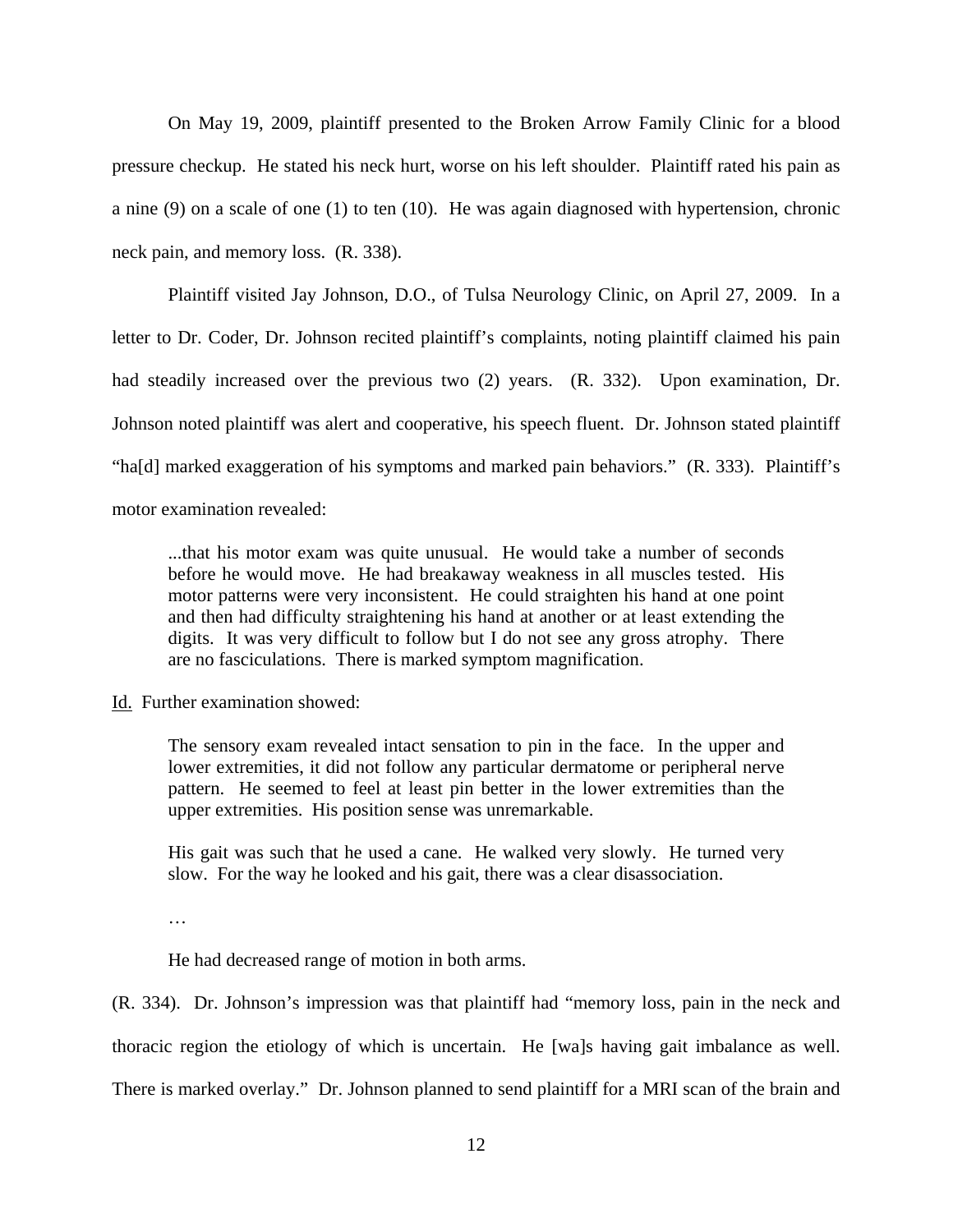On May 19, 2009, plaintiff presented to the Broken Arrow Family Clinic for a blood pressure checkup. He stated his neck hurt, worse on his left shoulder. Plaintiff rated his pain as a nine (9) on a scale of one (1) to ten (10). He was again diagnosed with hypertension, chronic neck pain, and memory loss. (R. 338).

Plaintiff visited Jay Johnson, D.O., of Tulsa Neurology Clinic, on April 27, 2009. In a letter to Dr. Coder, Dr. Johnson recited plaintiff's complaints, noting plaintiff claimed his pain had steadily increased over the previous two (2) years. (R. 332). Upon examination, Dr. Johnson noted plaintiff was alert and cooperative, his speech fluent. Dr. Johnson stated plaintiff "ha[d] marked exaggeration of his symptoms and marked pain behaviors." (R. 333). Plaintiff's motor examination revealed:

> ...that his motor exam was quite unusual. He would take a number of seconds before he would move. He had breakaway weakness in all muscles tested. His motor patterns were very inconsistent. He could straighten his hand at one point and then had difficulty straightening his hand at another or at least extending the digits. It was very difficult to follow but I do not see any gross atrophy. There are no fasciculations. There is marked symptom magnification.

Id. Further examination showed:

> The sensory exam revealed intact sensation to pin in the face. In the upper and lower extremities, it did not follow any particular dermatome or peripheral nerve pattern. He seemed to feel at least pin better in the lower extremities than the upper extremities. His position sense was unremarkable.
>
> His gait was such that he used a cane. He walked very slowly. He turned very slow. For the way he looked and his gait, there was a clear disassociation.
>
> …
>
> He had decreased range of motion in both arms.

(R. 334). Dr. Johnson's impression was that plaintiff had "memory loss, pain in the neck and thoracic region the etiology of which is uncertain. He [wa]s having gait imbalance as well. There is marked overlay." Dr. Johnson planned to send plaintiff for a MRI scan of the brain and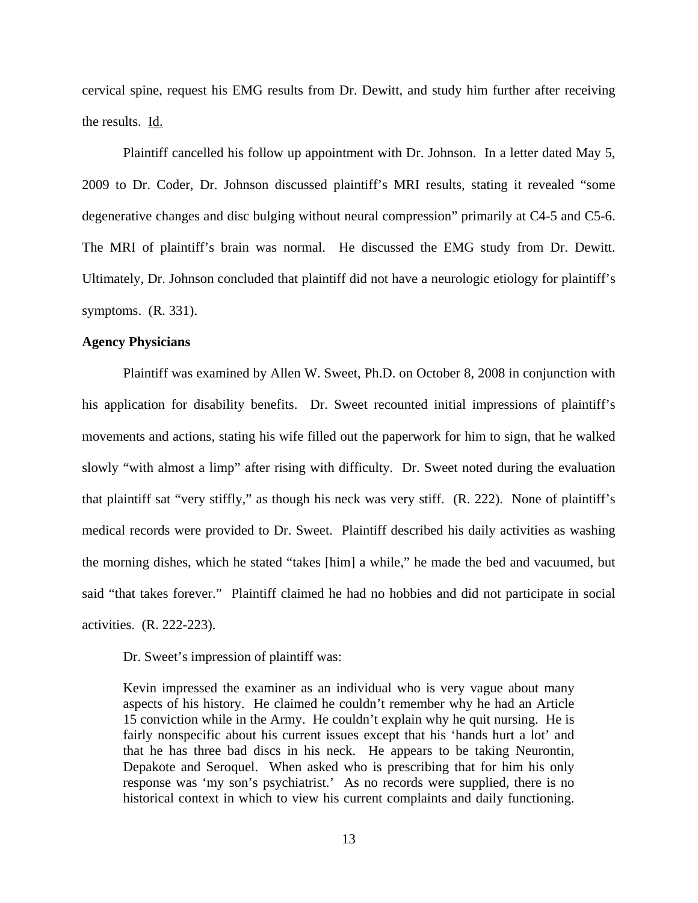cervical spine, request his EMG results from Dr. Dewitt, and study him further after receiving the results. Id.

Plaintiff cancelled his follow up appointment with Dr. Johnson. In a letter dated May 5, 2009 to Dr. Coder, Dr. Johnson discussed plaintiff's MRI results, stating it revealed "some degenerative changes and disc bulging without neural compression" primarily at C4-5 and C5-6. The MRI of plaintiff's brain was normal. He discussed the EMG study from Dr. Dewitt. Ultimately, Dr. Johnson concluded that plaintiff did not have a neurologic etiology for plaintiff's symptoms. (R. 331).

**Agency Physicians**

Plaintiff was examined by Allen W. Sweet, Ph.D. on October 8, 2008 in conjunction with his application for disability benefits. Dr. Sweet recounted initial impressions of plaintiff's movements and actions, stating his wife filled out the paperwork for him to sign, that he walked slowly "with almost a limp" after rising with difficulty. Dr. Sweet noted during the evaluation that plaintiff sat "very stiffly," as though his neck was very stiff. (R. 222). None of plaintiff's medical records were provided to Dr. Sweet. Plaintiff described his daily activities as washing the morning dishes, which he stated "takes [him] a while," he made the bed and vacuumed, but said "that takes forever." Plaintiff claimed he had no hobbies and did not participate in social activities. (R. 222-223).

Dr. Sweet's impression of plaintiff was:

> Kevin impressed the examiner as an individual who is very vague about many aspects of his history. He claimed he couldn't remember why he had an Article 15 conviction while in the Army. He couldn't explain why he quit nursing. He is fairly nonspecific about his current issues except that his 'hands hurt a lot' and that he has three bad discs in his neck. He appears to be taking Neurontin, Depakote and Seroquel. When asked who is prescribing that for him his only response was 'my son's psychiatrist.' As no records were supplied, there is no historical context in which to view his current complaints and daily functioning.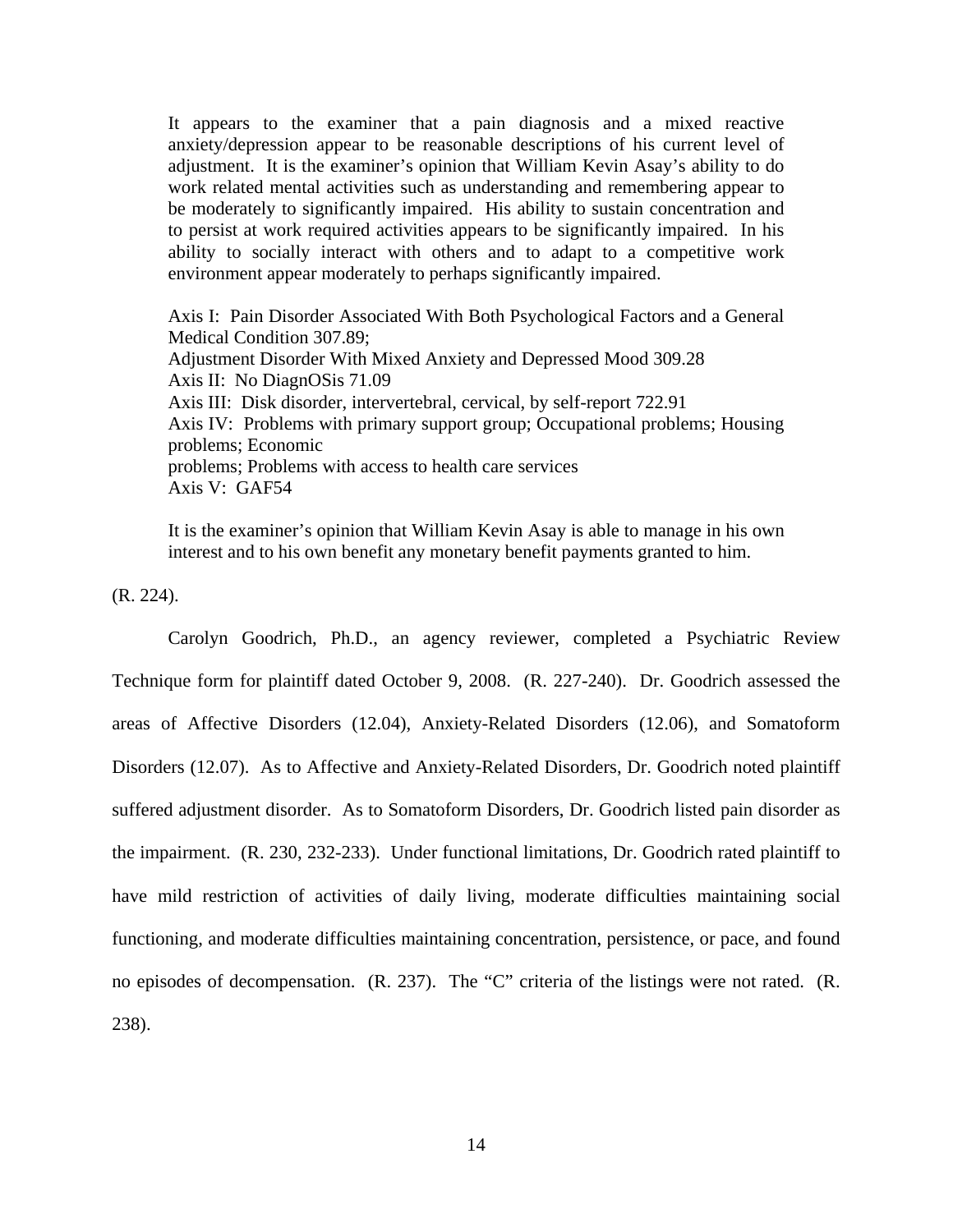> It appears to the examiner that a pain diagnosis and a mixed reactive anxiety/depression appear to be reasonable descriptions of his current level of adjustment. It is the examiner's opinion that William Kevin Asay's ability to do work related mental activities such as understanding and remembering appear to be moderately to significantly impaired. His ability to sustain concentration and to persist at work required activities appears to be significantly impaired. In his ability to socially interact with others and to adapt to a competitive work environment appear moderately to perhaps significantly impaired.
>
> Axis I: Pain Disorder Associated With Both Psychological Factors and a General Medical Condition 307.89;
> Adjustment Disorder With Mixed Anxiety and Depressed Mood 309.28
> Axis II: No DiagnOSis 71.09
> Axis III: Disk disorder, intervertebral, cervical, by self-report 722.91
> Axis IV: Problems with primary support group; Occupational problems; Housing problems; Economic
> problems; Problems with access to health care services
> Axis V: GAF54
>
> It is the examiner's opinion that William Kevin Asay is able to manage in his own interest and to his own benefit any monetary benefit payments granted to him.

(R. 224).

Carolyn Goodrich, Ph.D., an agency reviewer, completed a Psychiatric Review Technique form for plaintiff dated October 9, 2008. (R. 227-240). Dr. Goodrich assessed the areas of Affective Disorders (12.04), Anxiety-Related Disorders (12.06), and Somatoform Disorders (12.07). As to Affective and Anxiety-Related Disorders, Dr. Goodrich noted plaintiff suffered adjustment disorder. As to Somatoform Disorders, Dr. Goodrich listed pain disorder as the impairment. (R. 230, 232-233). Under functional limitations, Dr. Goodrich rated plaintiff to have mild restriction of activities of daily living, moderate difficulties maintaining social functioning, and moderate difficulties maintaining concentration, persistence, or pace, and found no episodes of decompensation. (R. 237). The "C" criteria of the listings were not rated. (R. 238).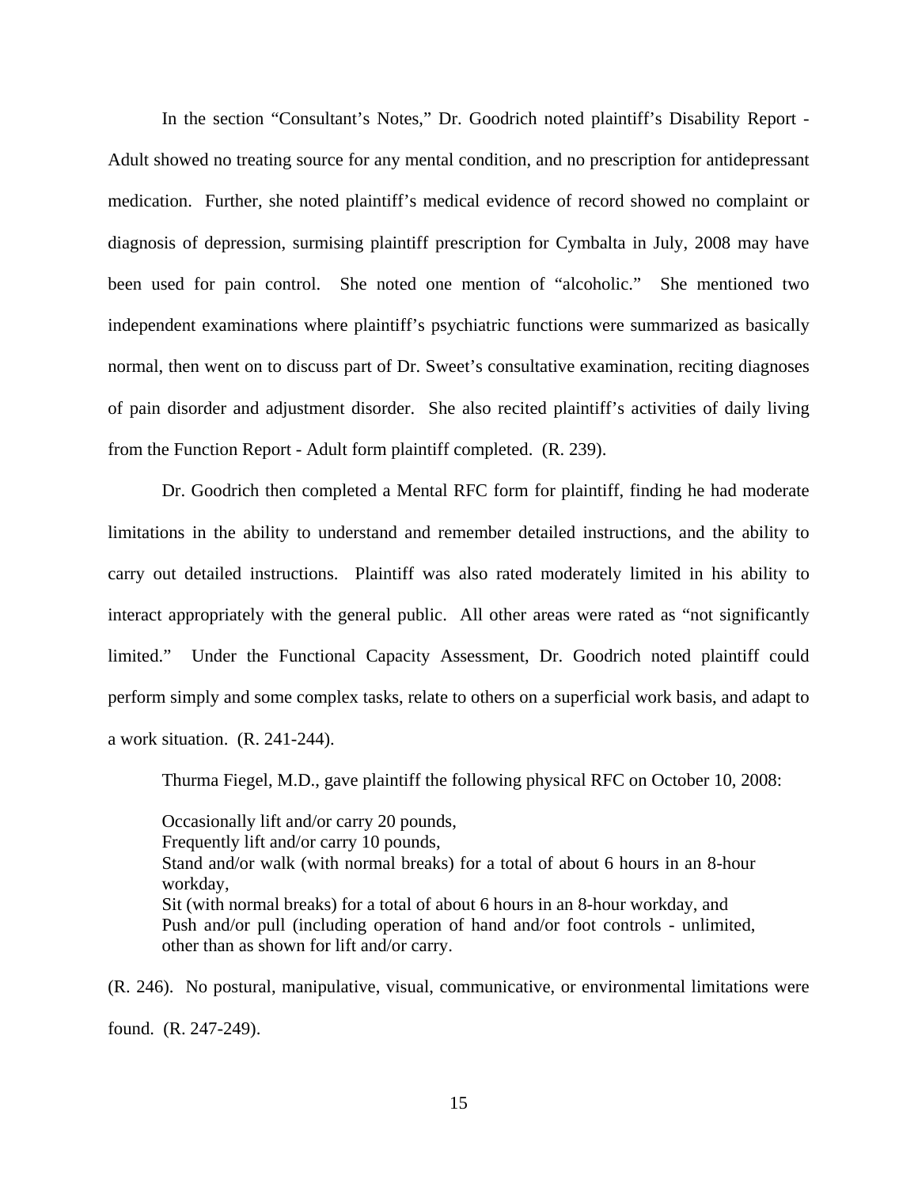In the section "Consultant's Notes," Dr. Goodrich noted plaintiff's Disability Report - Adult showed no treating source for any mental condition, and no prescription for antidepressant medication. Further, she noted plaintiff's medical evidence of record showed no complaint or diagnosis of depression, surmising plaintiff prescription for Cymbalta in July, 2008 may have been used for pain control. She noted one mention of "alcoholic." She mentioned two independent examinations where plaintiff's psychiatric functions were summarized as basically normal, then went on to discuss part of Dr. Sweet's consultative examination, reciting diagnoses of pain disorder and adjustment disorder. She also recited plaintiff's activities of daily living from the Function Report - Adult form plaintiff completed. (R. 239).

Dr. Goodrich then completed a Mental RFC form for plaintiff, finding he had moderate limitations in the ability to understand and remember detailed instructions, and the ability to carry out detailed instructions. Plaintiff was also rated moderately limited in his ability to interact appropriately with the general public. All other areas were rated as "not significantly limited." Under the Functional Capacity Assessment, Dr. Goodrich noted plaintiff could perform simply and some complex tasks, relate to others on a superficial work basis, and adapt to a work situation. (R. 241-244).

Thurma Fiegel, M.D., gave plaintiff the following physical RFC on October 10, 2008:

> Occasionally lift and/or carry 20 pounds,
> Frequently lift and/or carry 10 pounds,
> Stand and/or walk (with normal breaks) for a total of about 6 hours in an 8-hour workday,
> Sit (with normal breaks) for a total of about 6 hours in an 8-hour workday, and
> Push and/or pull (including operation of hand and/or foot controls - unlimited, other than as shown for lift and/or carry.

(R. 246). No postural, manipulative, visual, communicative, or environmental limitations were found. (R. 247-249).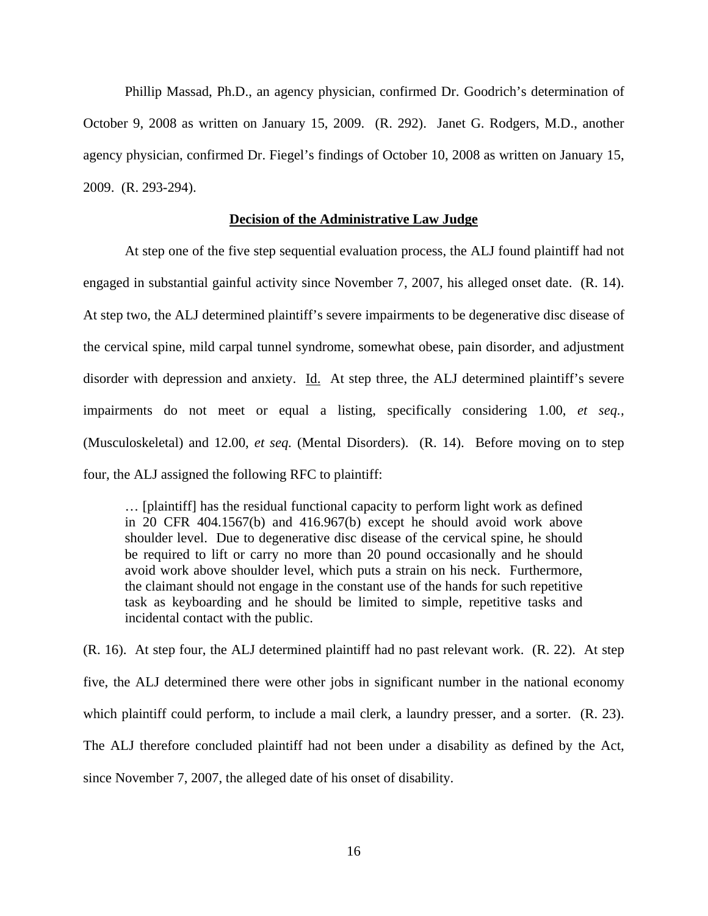Phillip Massad, Ph.D., an agency physician, confirmed Dr. Goodrich's determination of October 9, 2008 as written on January 15, 2009. (R. 292). Janet G. Rodgers, M.D., another agency physician, confirmed Dr. Fiegel's findings of October 10, 2008 as written on January 15, 2009. (R. 293-294).

**Decision of the Administrative Law Judge**

At step one of the five step sequential evaluation process, the ALJ found plaintiff had not engaged in substantial gainful activity since November 7, 2007, his alleged onset date. (R. 14). At step two, the ALJ determined plaintiff's severe impairments to be degenerative disc disease of the cervical spine, mild carpal tunnel syndrome, somewhat obese, pain disorder, and adjustment disorder with depression and anxiety. Id. At step three, the ALJ determined plaintiff's severe impairments do not meet or equal a listing, specifically considering 1.00, *et seq.*, (Musculoskeletal) and 12.00, *et seq.* (Mental Disorders). (R. 14). Before moving on to step four, the ALJ assigned the following RFC to plaintiff:

> … [plaintiff] has the residual functional capacity to perform light work as defined in 20 CFR 404.1567(b) and 416.967(b) except he should avoid work above shoulder level. Due to degenerative disc disease of the cervical spine, he should be required to lift or carry no more than 20 pound occasionally and he should avoid work above shoulder level, which puts a strain on his neck. Furthermore, the claimant should not engage in the constant use of the hands for such repetitive task as keyboarding and he should be limited to simple, repetitive tasks and incidental contact with the public.

(R. 16). At step four, the ALJ determined plaintiff had no past relevant work. (R. 22). At step five, the ALJ determined there were other jobs in significant number in the national economy which plaintiff could perform, to include a mail clerk, a laundry presser, and a sorter. (R. 23). The ALJ therefore concluded plaintiff had not been under a disability as defined by the Act, since November 7, 2007, the alleged date of his onset of disability.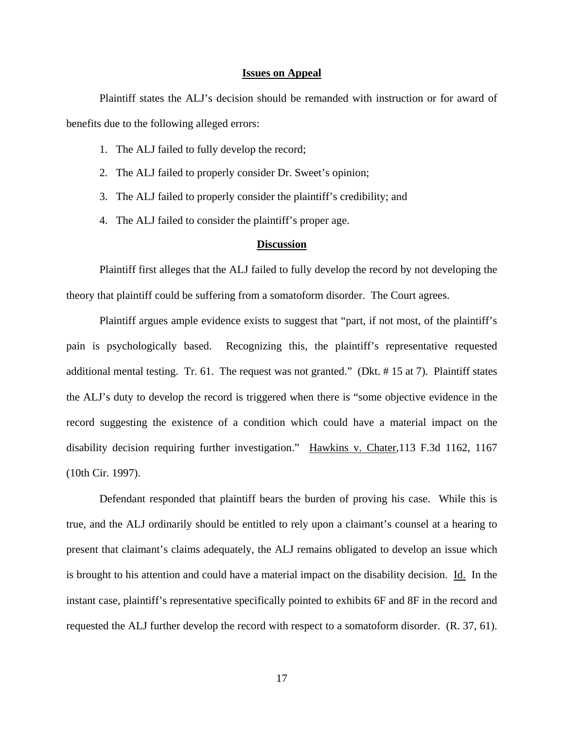## Issues on Appeal

Plaintiff states the ALJ's decision should be remanded with instruction or for award of benefits due to the following alleged errors:

1. The ALJ failed to fully develop the record;
2. The ALJ failed to properly consider Dr. Sweet's opinion;
3. The ALJ failed to properly consider the plaintiff's credibility; and
4. The ALJ failed to consider the plaintiff's proper age.

## Discussion

Plaintiff first alleges that the ALJ failed to fully develop the record by not developing the theory that plaintiff could be suffering from a somatoform disorder. The Court agrees.

Plaintiff argues ample evidence exists to suggest that "part, if not most, of the plaintiff's pain is psychologically based. Recognizing this, the plaintiff's representative requested additional mental testing. Tr. 61. The request was not granted." (Dkt. # 15 at 7). Plaintiff states the ALJ's duty to develop the record is triggered when there is "some objective evidence in the record suggesting the existence of a condition which could have a material impact on the disability decision requiring further investigation." Hawkins v. Chater,113 F.3d 1162, 1167 (10th Cir. 1997).

Defendant responded that plaintiff bears the burden of proving his case. While this is true, and the ALJ ordinarily should be entitled to rely upon a claimant's counsel at a hearing to present that claimant's claims adequately, the ALJ remains obligated to develop an issue which is brought to his attention and could have a material impact on the disability decision. Id. In the instant case, plaintiff's representative specifically pointed to exhibits 6F and 8F in the record and requested the ALJ further develop the record with respect to a somatoform disorder. (R. 37, 61).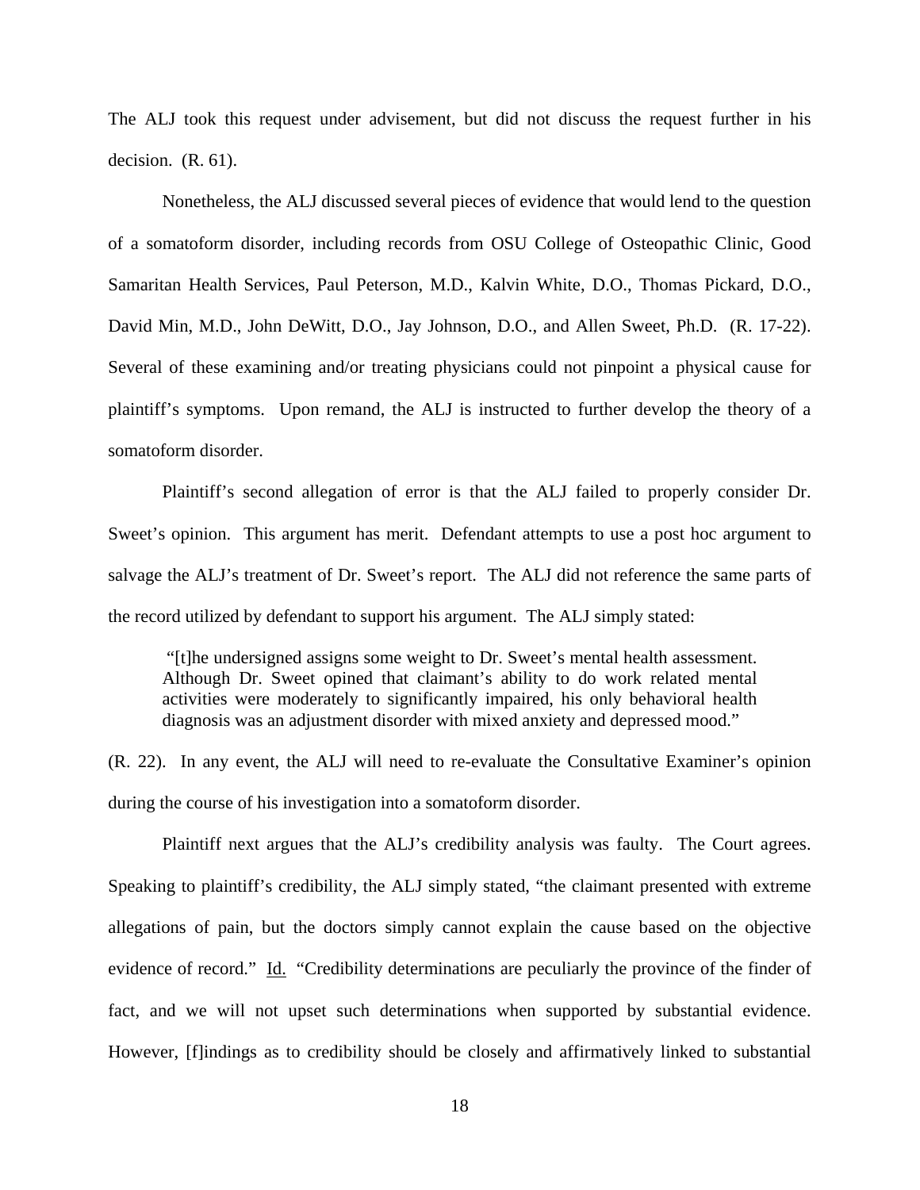The ALJ took this request under advisement, but did not discuss the request further in his decision. (R. 61).

Nonetheless, the ALJ discussed several pieces of evidence that would lend to the question of a somatoform disorder, including records from OSU College of Osteopathic Clinic, Good Samaritan Health Services, Paul Peterson, M.D., Kalvin White, D.O., Thomas Pickard, D.O., David Min, M.D., John DeWitt, D.O., Jay Johnson, D.O., and Allen Sweet, Ph.D. (R. 17-22). Several of these examining and/or treating physicians could not pinpoint a physical cause for plaintiff's symptoms. Upon remand, the ALJ is instructed to further develop the theory of a somatoform disorder.

Plaintiff's second allegation of error is that the ALJ failed to properly consider Dr. Sweet's opinion. This argument has merit. Defendant attempts to use a post hoc argument to salvage the ALJ's treatment of Dr. Sweet's report. The ALJ did not reference the same parts of the record utilized by defendant to support his argument. The ALJ simply stated:

> "[t]he undersigned assigns some weight to Dr. Sweet's mental health assessment. Although Dr. Sweet opined that claimant's ability to do work related mental activities were moderately to significantly impaired, his only behavioral health diagnosis was an adjustment disorder with mixed anxiety and depressed mood."

(R. 22). In any event, the ALJ will need to re-evaluate the Consultative Examiner's opinion during the course of his investigation into a somatoform disorder.

Plaintiff next argues that the ALJ's credibility analysis was faulty. The Court agrees. Speaking to plaintiff's credibility, the ALJ simply stated, "the claimant presented with extreme allegations of pain, but the doctors simply cannot explain the cause based on the objective evidence of record." Id. "Credibility determinations are peculiarly the province of the finder of fact, and we will not upset such determinations when supported by substantial evidence. However, [f]indings as to credibility should be closely and affirmatively linked to substantial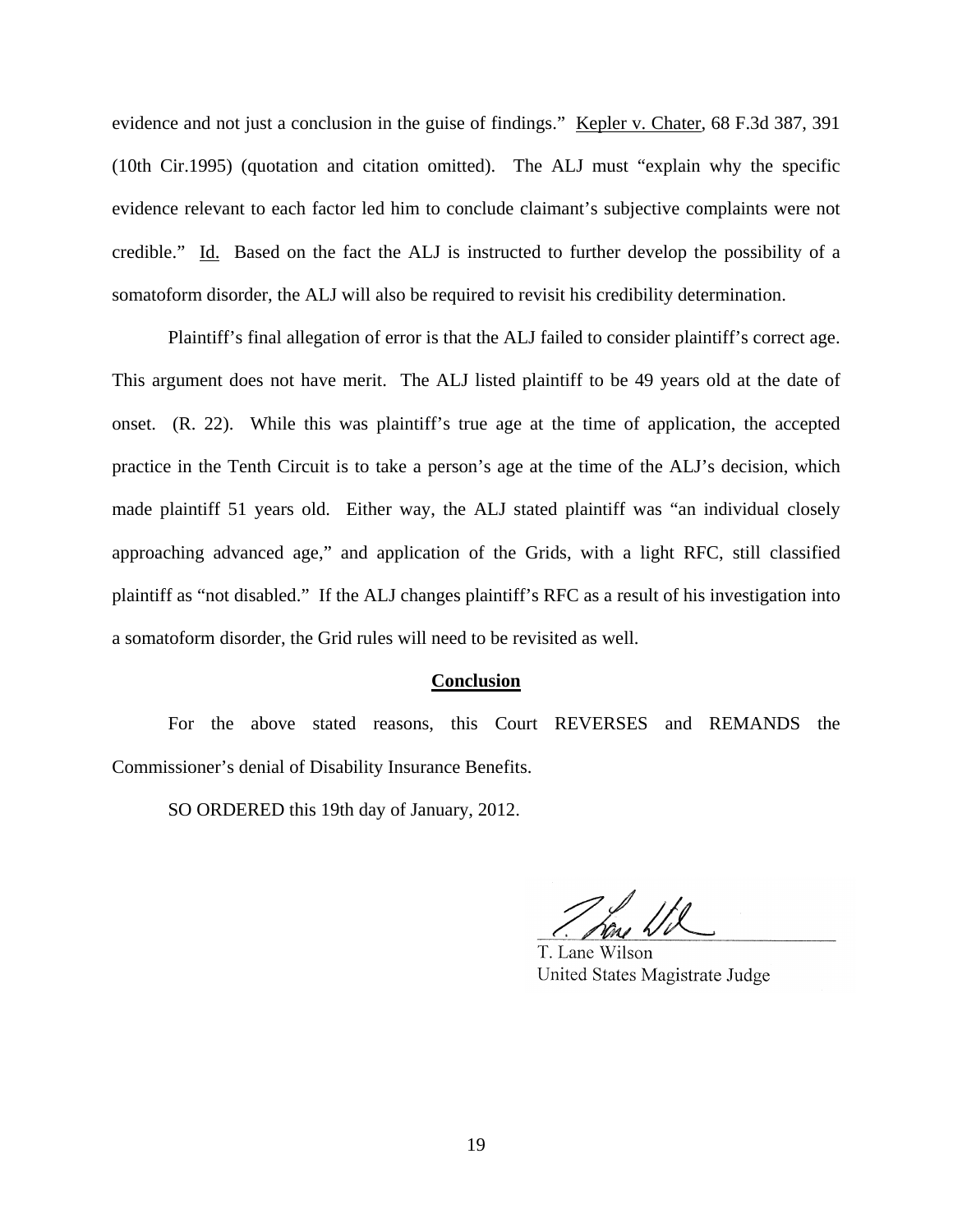evidence and not just a conclusion in the guise of findings." Kepler v. Chater, 68 F.3d 387, 391 (10th Cir.1995) (quotation and citation omitted). The ALJ must "explain why the specific evidence relevant to each factor led him to conclude claimant's subjective complaints were not credible." Id. Based on the fact the ALJ is instructed to further develop the possibility of a somatoform disorder, the ALJ will also be required to revisit his credibility determination.

Plaintiff's final allegation of error is that the ALJ failed to consider plaintiff's correct age. This argument does not have merit. The ALJ listed plaintiff to be 49 years old at the date of onset. (R. 22). While this was plaintiff's true age at the time of application, the accepted practice in the Tenth Circuit is to take a person's age at the time of the ALJ's decision, which made plaintiff 51 years old. Either way, the ALJ stated plaintiff was "an individual closely approaching advanced age," and application of the Grids, with a light RFC, still classified plaintiff as "not disabled." If the ALJ changes plaintiff's RFC as a result of his investigation into a somatoform disorder, the Grid rules will need to be revisited as well.

## Conclusion

For the above stated reasons, this Court REVERSES and REMANDS the Commissioner's denial of Disability Insurance Benefits.

SO ORDERED this 19th day of January, 2012.

T. Lane Wilson
United States Magistrate Judge